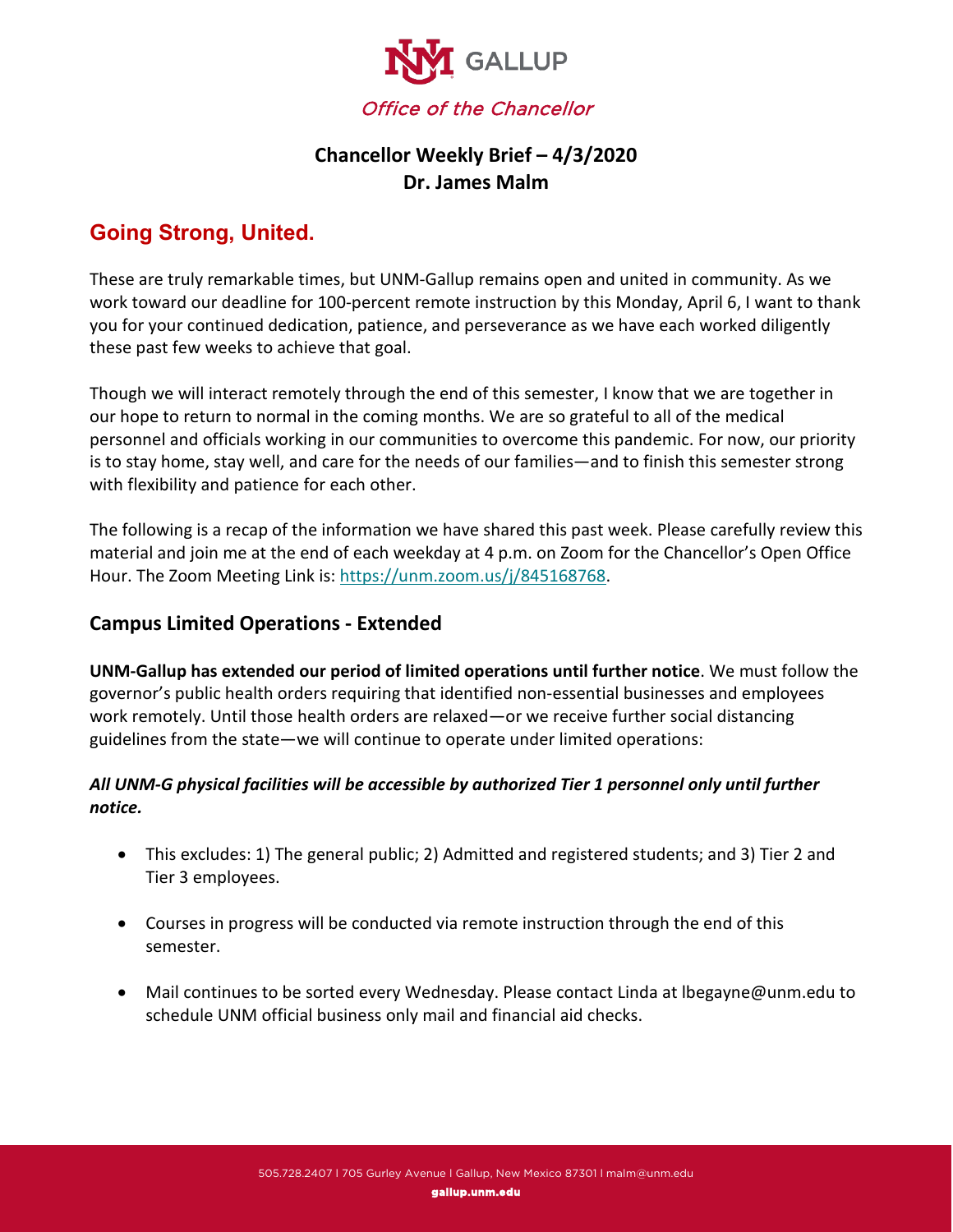UNM GALLUP

*Office of the Chancellor*

# Chancellor Weekly Brief – 4/3/2020
# Dr. James Malm

## Going Strong, United.

These are truly remarkable times, but UNM-Gallup remains open and united in community. As we work toward our deadline for 100-percent remote instruction by this Monday, April 6, I want to thank you for your continued dedication, patience, and perseverance as we have each worked diligently these past few weeks to achieve that goal.

Though we will interact remotely through the end of this semester, I know that we are together in our hope to return to normal in the coming months. We are so grateful to all of the medical personnel and officials working in our communities to overcome this pandemic. For now, our priority is to stay home, stay well, and care for the needs of our families—and to finish this semester strong with flexibility and patience for each other.

The following is a recap of the information we have shared this past week. Please carefully review this material and join me at the end of each weekday at 4 p.m. on Zoom for the Chancellor's Open Office Hour. The Zoom Meeting Link is: https://unm.zoom.us/j/845168768.

### Campus Limited Operations - Extended

**UNM-Gallup has extended our period of limited operations until further notice**. We must follow the governor's public health orders requiring that identified non-essential businesses and employees work remotely. Until those health orders are relaxed—or we receive further social distancing guidelines from the state—we will continue to operate under limited operations:

***All UNM-G physical facilities will be accessible by authorized Tier 1 personnel only until further notice.***

- This excludes: 1) The general public; 2) Admitted and registered students; and 3) Tier 2 and Tier 3 employees.
- Courses in progress will be conducted via remote instruction through the end of this semester.
- Mail continues to be sorted every Wednesday. Please contact Linda at lbegayne@unm.edu to schedule UNM official business only mail and financial aid checks.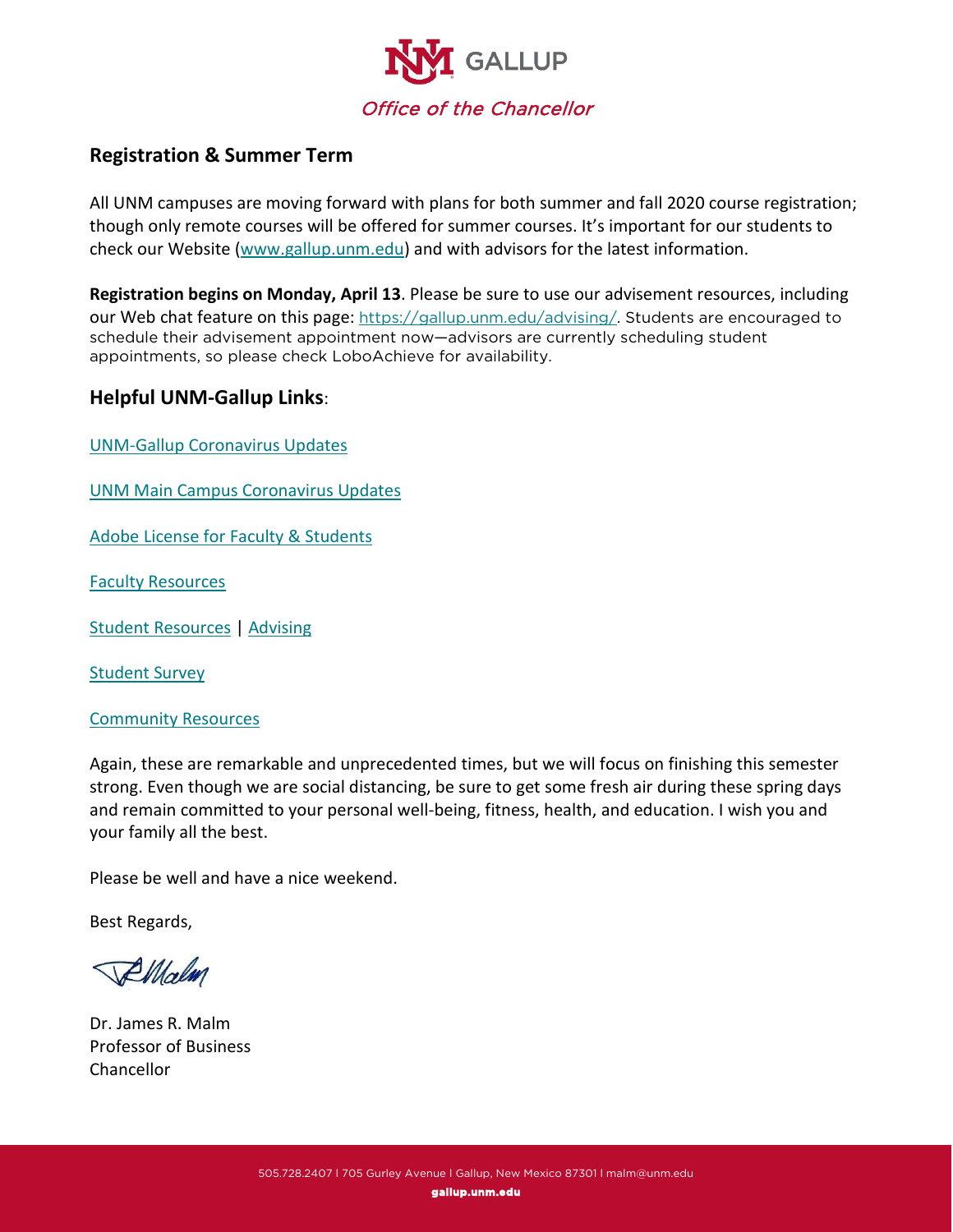## Registration & Summer Term

All UNM campuses are moving forward with plans for both summer and fall 2020 course registration; though only remote courses will be offered for summer courses. It's important for our students to check our Website (www.gallup.unm.edu) and with advisors for the latest information.

**Registration begins on Monday, April 13**. Please be sure to use our advisement resources, including our Web chat feature on this page: https://gallup.unm.edu/advising/. Students are encouraged to schedule their advisement appointment now—advisors are currently scheduling student appointments, so please check LoboAchieve for availability.

## Helpful UNM-Gallup Links:

UNM-Gallup Coronavirus Updates

UNM Main Campus Coronavirus Updates

Adobe License for Faculty & Students

Faculty Resources

Student Resources | Advising

Student Survey

Community Resources

Again, these are remarkable and unprecedented times, but we will focus on finishing this semester strong. Even though we are social distancing, be sure to get some fresh air during these spring days and remain committed to your personal well-being, fitness, health, and education. I wish you and your family all the best.

Please be well and have a nice weekend.

Best Regards,

Dr. James R. Malm
Professor of Business
Chancellor

505.728.2407 I 705 Gurley Avenue I Gallup, New Mexico 87301 I malm@unm.edu
gallup.unm.edu